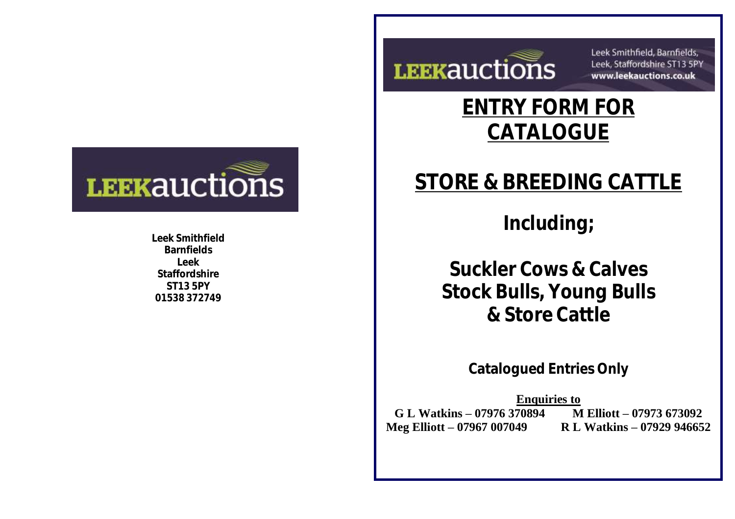LEEKauctions

**Leek Smithfield**
**Barnfields**
**Leek**
**Staffordshire**
**ST13 5PY**
**01538 372749**

LEEKauctions

Leek Smithfield, Barnfields,
Leek, Staffordshire ST13 5PY
**www.leekauctions.co.uk**

# ENTRY FORM FOR CATALOGUE

# STORE & BREEDING CATTLE

## Including;

## Suckler Cows & Calves
## Stock Bulls, Young Bulls
## & Store Cattle

### Catalogued Entries Only

**Enquiries to**

**G L Watkins – 07976 370894** **M Elliott – 07973 673092**
**Meg Elliott – 07967 007049** **R L Watkins – 07929 946652**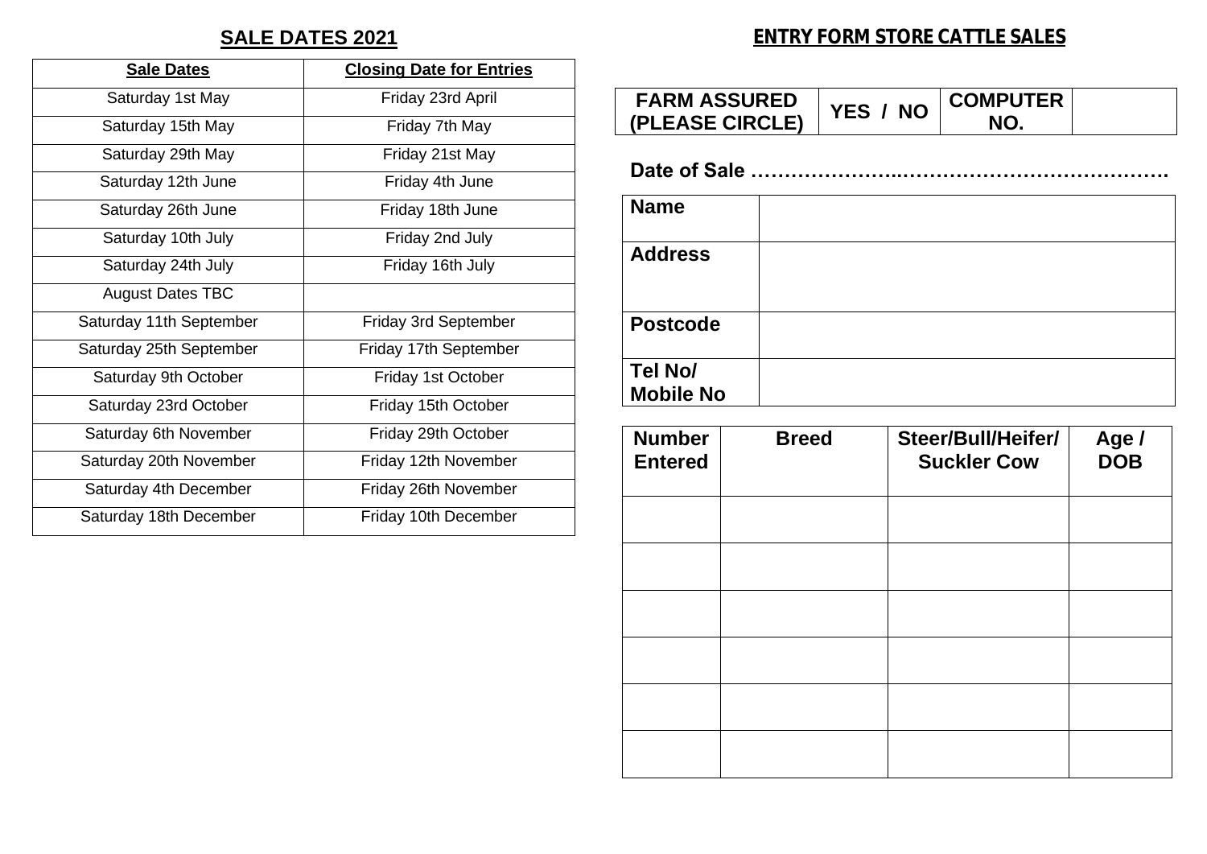## SALE DATES 2021

| Sale Dates | Closing Date for Entries |
|---|---|
| Saturday 1st May | Friday 23rd April |
| Saturday 15th May | Friday 7th May |
| Saturday 29th May | Friday 21st May |
| Saturday 12th June | Friday 4th June |
| Saturday 26th June | Friday 18th June |
| Saturday 10th July | Friday 2nd July |
| Saturday 24th July | Friday 16th July |
| August Dates TBC | |
| Saturday 11th September | Friday 3rd September |
| Saturday 25th September | Friday 17th September |
| Saturday 9th October | Friday 1st October |
| Saturday 23rd October | Friday 15th October |
| Saturday 6th November | Friday 29th October |
| Saturday 20th November | Friday 12th November |
| Saturday 4th December | Friday 26th November |
| Saturday 18th December | Friday 10th December |

## ENTRY FORM STORE CATTLE SALES

| | | | |
|---|---|---|---|
| **FARM ASSURED (PLEASE CIRCLE)** | **YES / NO** | **COMPUTER NO.** | |

**Date of Sale ………………….………………………………….**

| | |
|---|---|
| **Name** | |
| **Address** | |
| **Postcode** | |
| **Tel No/ Mobile No** | |

| Number Entered | Breed | Steer/Bull/Heifer/ Suckler Cow | Age / DOB |
|---|---|---|---|
| | | | |
| | | | |
| | | | |
| | | | |
| | | | |
| | | | |